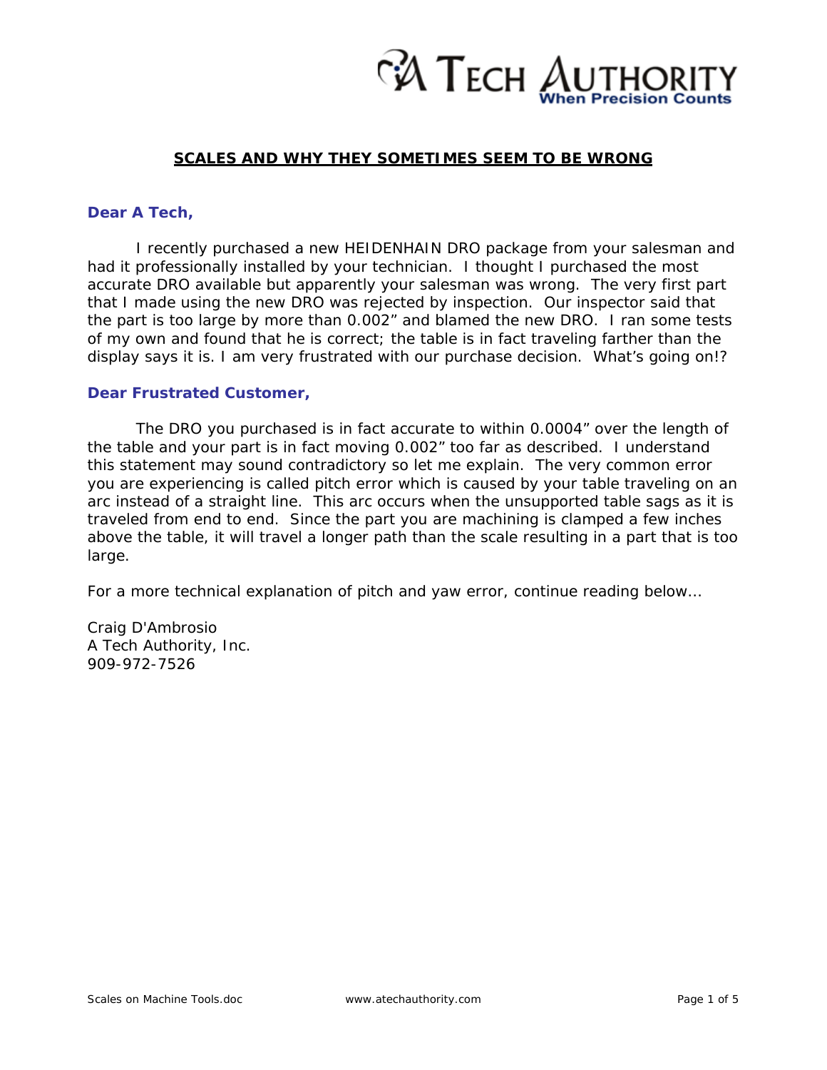# SCALES AND WHY THEY SOMETIMES SEEM TO BE WRONG

### Dear A Tech,

I recently purchased a new HEIDENHAIN DRO package from your salesman and had it professionally installed by your technician. I thought I purchased the most accurate DRO available but apparently your salesman was wrong. The very first part that I made using the new DRO was rejected by inspection. Our inspector said that the part is too large by more than 0.002" and blamed the new DRO. I ran some tests of my own and found that he is correct; the table is in fact traveling farther than the display says it is. I am very frustrated with our purchase decision. What's going on!?

### Dear Frustrated Customer,

The DRO you purchased is in fact accurate to within 0.0004" over the length of the table and your part is in fact moving 0.002" too far as described. I understand this statement may sound contradictory so let me explain. The very common error you are experiencing is called pitch error which is caused by your table traveling on an arc instead of a straight line. This arc occurs when the unsupported table sags as it is traveled from end to end. Since the part you are machining is clamped a few inches above the table, it will travel a longer path than the scale resulting in a part that is too large.

For a more technical explanation of pitch and yaw error, continue reading below…

Craig D'Ambrosio
A Tech Authority, Inc.
909-972-7526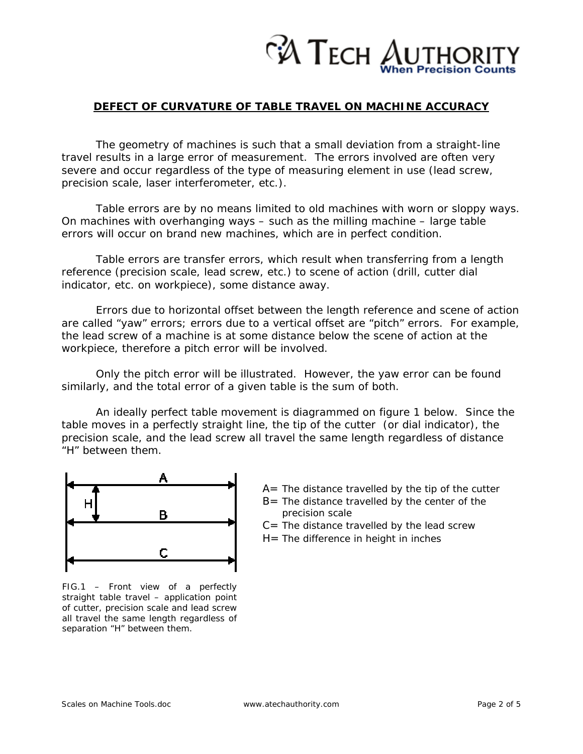## DEFECT OF CURVATURE OF TABLE TRAVEL ON MACHINE ACCURACY

The geometry of machines is such that a small deviation from a straight-line travel results in a large error of measurement. The errors involved are often very severe and occur regardless of the type of measuring element in use (lead screw, precision scale, laser interferometer, etc.).

Table errors are by no means limited to old machines with worn or sloppy ways. On machines with overhanging ways – such as the milling machine – large table errors will occur on brand new machines, which are in perfect condition.

Table errors are transfer errors, which result when transferring from a length reference (precision scale, lead screw, etc.) to scene of action (drill, cutter dial indicator, etc. on workpiece), some distance away.

Errors due to horizontal offset between the length reference and scene of action are called "yaw" errors; errors due to a vertical offset are "pitch" errors. For example, the lead screw of a machine is at some distance below the scene of action at the workpiece, therefore a pitch error will be involved.

Only the pitch error will be illustrated. However, the yaw error can be found similarly, and the total error of a given table is the sum of both.

An ideally perfect table movement is diagrammed on figure 1 below. Since the table moves in a perfectly straight line, the tip of the cutter (or dial indicator), the precision scale, and the lead screw all travel the same length regardless of distance "H" between them.

FIG.1 – Front view of a perfectly straight table travel – application point of cutter, precision scale and lead screw all travel the same length regardless of separation "H" between them.

- A= The distance travelled by the tip of the cutter
- B= The distance travelled by the center of the precision scale
- C= The distance travelled by the lead screw
- H= The difference in height in inches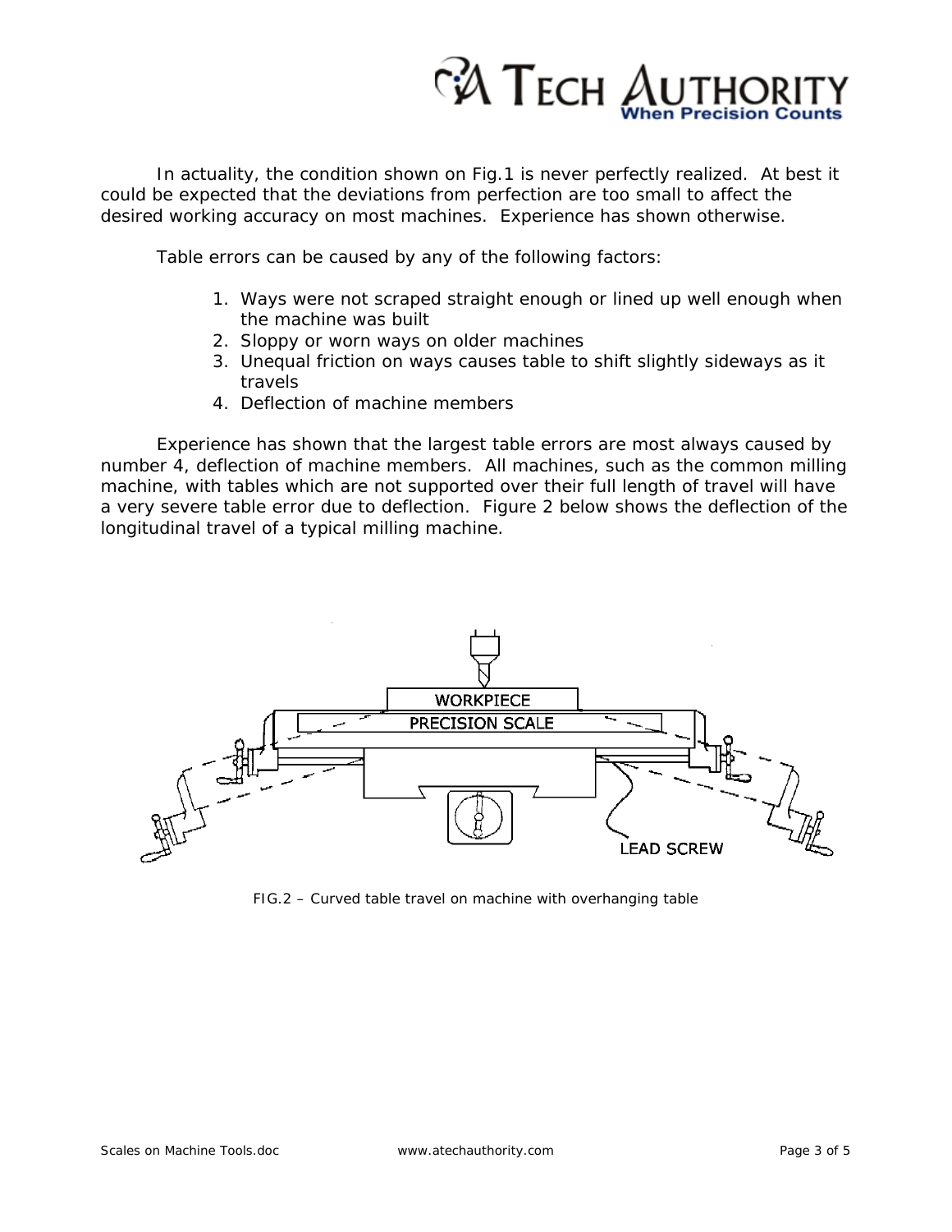In actuality, the condition shown on Fig.1 is never perfectly realized. At best it could be expected that the deviations from perfection are too small to affect the desired working accuracy on most machines. Experience has shown otherwise.

Table errors can be caused by any of the following factors:

1. Ways were not scraped straight enough or lined up well enough when the machine was built
2. Sloppy or worn ways on older machines
3. Unequal friction on ways causes table to shift slightly sideways as it travels
4. Deflection of machine members

Experience has shown that the largest table errors are most always caused by number 4, deflection of machine members. All machines, such as the common milling machine, with tables which are not supported over their full length of travel will have a very severe table error due to deflection. Figure 2 below shows the deflection of the longitudinal travel of a typical milling machine.

FIG.2 – Curved table travel on machine with overhanging table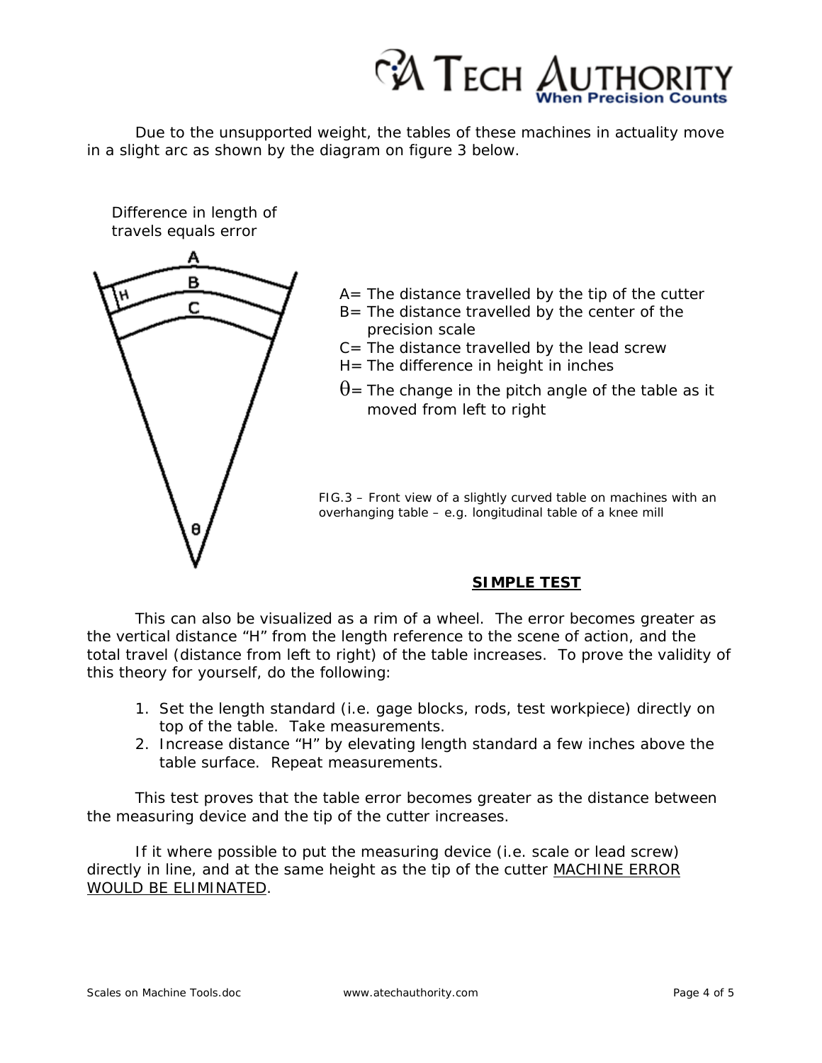Due to the unsupported weight, the tables of these machines in actuality move in a slight arc as shown by the diagram on figure 3 below.

Difference in length of travels equals error

- A= The distance travelled by the tip of the cutter
- B= The distance travelled by the center of the precision scale
- C= The distance travelled by the lead screw
- H= The difference in height in inches
- $\theta$= The change in the pitch angle of the table as it moved from left to right

*FIG.3 – Front view of a slightly curved table on machines with an overhanging table – e.g. longitudinal table of a knee mill*

## SIMPLE TEST

This can also be visualized as a rim of a wheel. The error becomes greater as the vertical distance "H" from the length reference to the scene of action, and the total travel (distance from left to right) of the table increases. To prove the validity of this theory for yourself, do the following:

1. Set the length standard (i.e. gage blocks, rods, test workpiece) directly on top of the table. Take measurements.
2. Increase distance "H" by elevating length standard a few inches above the table surface. Repeat measurements.

This test proves that the table error becomes greater as the distance between the measuring device and the tip of the cutter increases.

If it where possible to put the measuring device (i.e. scale or lead screw) directly in line, and at the same height as the tip of the cutter <u>MACHINE ERROR WOULD BE ELIMINATED</u>.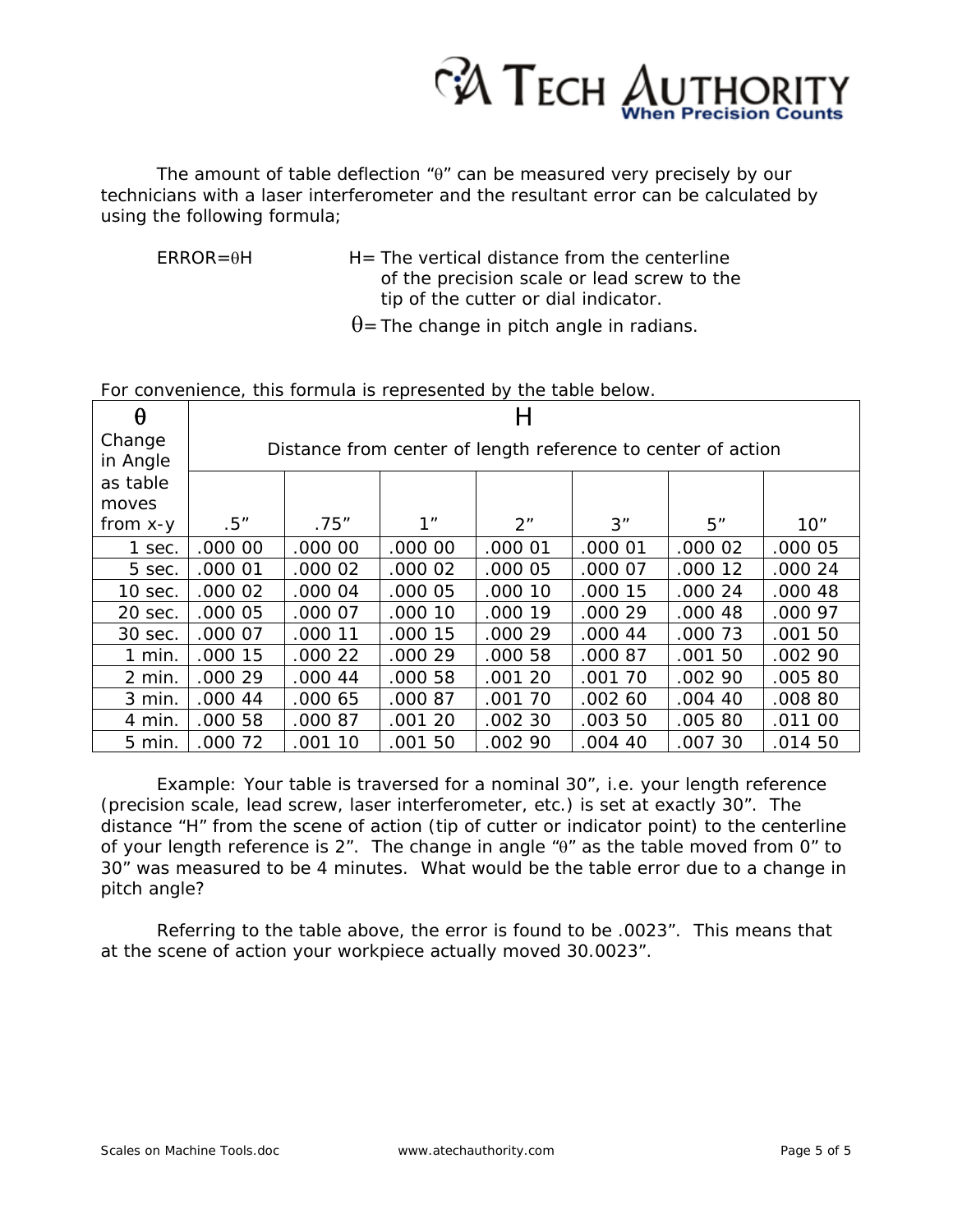The amount of table deflection "$\theta$" can be measured very precisely by our technicians with a laser interferometer and the resultant error can be calculated by using the following formula;

$ERROR = \theta H$

H= The vertical distance from the centerline of the precision scale or lead screw to the tip of the cutter or dial indicator.

$\theta$= The change in pitch angle in radians.

For convenience, this formula is represented by the table below.

| $\theta$ Change in Angle as table moves from x-y | H Distance from center of length reference to center of action | | | | | | |
|---|---|---|---|---|---|---|---|
| | .5" | .75" | 1" | 2" | 3" | 5" | 10" |
| 1 sec. | .000 00 | .000 00 | .000 00 | .000 01 | .000 01 | .000 02 | .000 05 |
| 5 sec. | .000 01 | .000 02 | .000 02 | .000 05 | .000 07 | .000 12 | .000 24 |
| 10 sec. | .000 02 | .000 04 | .000 05 | .000 10 | .000 15 | .000 24 | .000 48 |
| 20 sec. | .000 05 | .000 07 | .000 10 | .000 19 | .000 29 | .000 48 | .000 97 |
| 30 sec. | .000 07 | .000 11 | .000 15 | .000 29 | .000 44 | .000 73 | .001 50 |
| 1 min. | .000 15 | .000 22 | .000 29 | .000 58 | .000 87 | .001 50 | .002 90 |
| 2 min. | .000 29 | .000 44 | .000 58 | .001 20 | .001 70 | .002 90 | .005 80 |
| 3 min. | .000 44 | .000 65 | .000 87 | .001 70 | .002 60 | .004 40 | .008 80 |
| 4 min. | .000 58 | .000 87 | .001 20 | .002 30 | .003 50 | .005 80 | .011 00 |
| 5 min. | .000 72 | .001 10 | .001 50 | .002 90 | .004 40 | .007 30 | .014 50 |

Example: Your table is traversed for a nominal 30", i.e. your length reference (precision scale, lead screw, laser interferometer, etc.) is set at exactly 30". The distance "H" from the scene of action (tip of cutter or indicator point) to the centerline of your length reference is 2". The change in angle "$\theta$" as the table moved from 0" to 30" was measured to be 4 minutes. What would be the table error due to a change in pitch angle?

Referring to the table above, the error is found to be .0023". This means that at the scene of action your workpiece actually moved 30.0023".